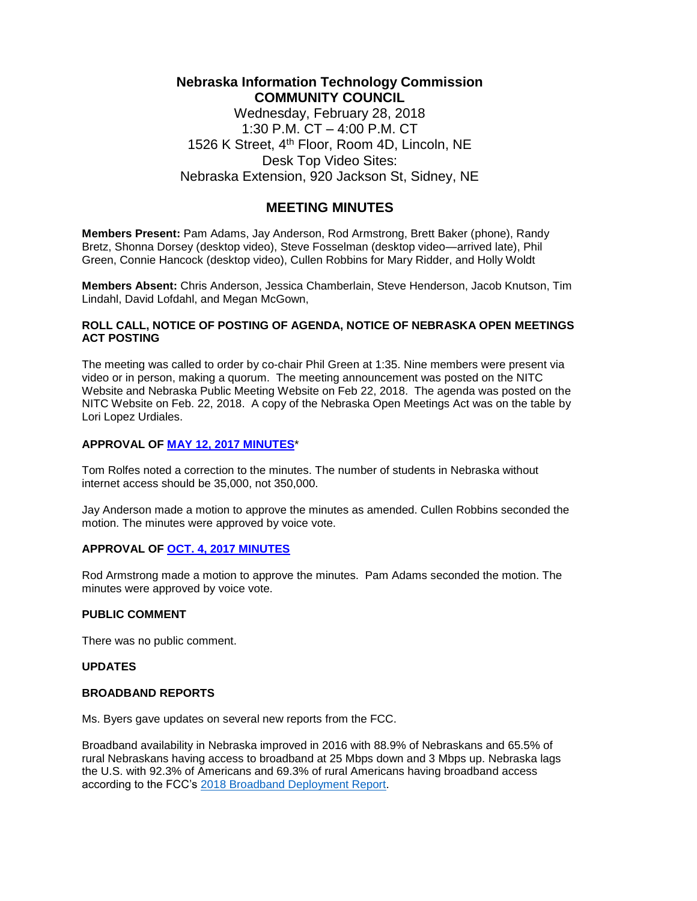# Nebraska Information Technology Commission
## COMMUNITY COUNCIL

Wednesday, February 28, 2018
1:30 P.M. CT – 4:00 P.M. CT
1526 K Street, 4th Floor, Room 4D, Lincoln, NE
Desk Top Video Sites:
Nebraska Extension, 920 Jackson St, Sidney, NE

## MEETING MINUTES

**Members Present:** Pam Adams, Jay Anderson, Rod Armstrong, Brett Baker (phone), Randy Bretz, Shonna Dorsey (desktop video), Steve Fosselman (desktop video—arrived late), Phil Green, Connie Hancock (desktop video), Cullen Robbins for Mary Ridder, and Holly Woldt

**Members Absent:** Chris Anderson, Jessica Chamberlain, Steve Henderson, Jacob Knutson, Tim Lindahl, David Lofdahl, and Megan McGown,

### ROLL CALL, NOTICE OF POSTING OF AGENDA, NOTICE OF NEBRASKA OPEN MEETINGS ACT POSTING

The meeting was called to order by co-chair Phil Green at 1:35. Nine members were present via video or in person, making a quorum. The meeting announcement was posted on the NITC Website and Nebraska Public Meeting Website on Feb 22, 2018. The agenda was posted on the NITC Website on Feb. 22, 2018. A copy of the Nebraska Open Meetings Act was on the table by Lori Lopez Urdiales.

### APPROVAL OF MAY 12, 2017 MINUTES*

Tom Rolfes noted a correction to the minutes. The number of students in Nebraska without internet access should be 35,000, not 350,000.

Jay Anderson made a motion to approve the minutes as amended. Cullen Robbins seconded the motion. The minutes were approved by voice vote.

### APPROVAL OF OCT. 4, 2017 MINUTES

Rod Armstrong made a motion to approve the minutes. Pam Adams seconded the motion. The minutes were approved by voice vote.

### PUBLIC COMMENT

There was no public comment.

### UPDATES

### BROADBAND REPORTS

Ms. Byers gave updates on several new reports from the FCC.

Broadband availability in Nebraska improved in 2016 with 88.9% of Nebraskans and 65.5% of rural Nebraskans having access to broadband at 25 Mbps down and 3 Mbps up. Nebraska lags the U.S. with 92.3% of Americans and 69.3% of rural Americans having broadband access according to the FCC's 2018 Broadband Deployment Report.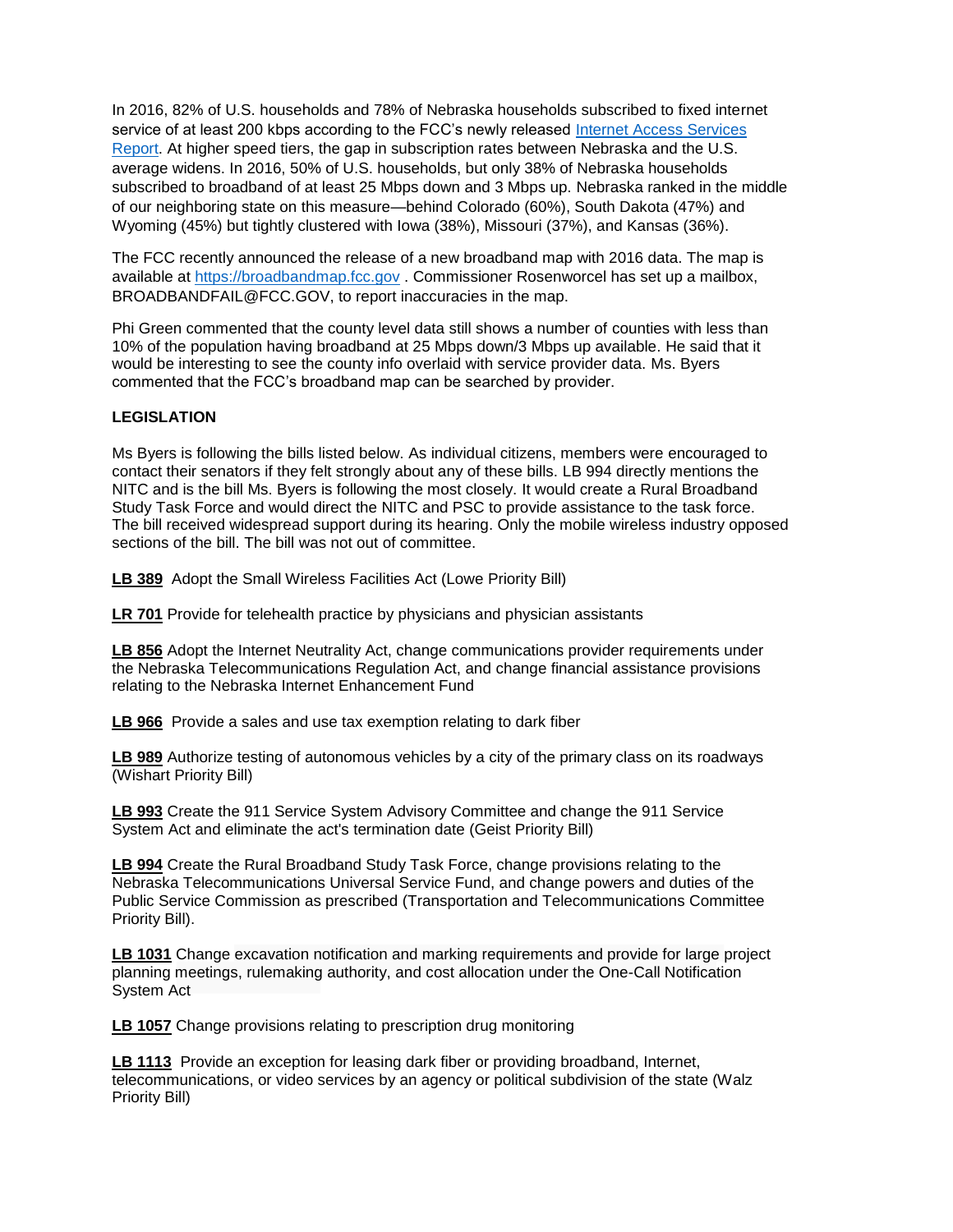In 2016, 82% of U.S. households and 78% of Nebraska households subscribed to fixed internet service of at least 200 kbps according to the FCC's newly released [Internet Access Services Report](). At higher speed tiers, the gap in subscription rates between Nebraska and the U.S. average widens. In 2016, 50% of U.S. households, but only 38% of Nebraska households subscribed to broadband of at least 25 Mbps down and 3 Mbps up. Nebraska ranked in the middle of our neighboring state on this measure—behind Colorado (60%), South Dakota (47%) and Wyoming (45%) but tightly clustered with Iowa (38%), Missouri (37%), and Kansas (36%).

The FCC recently announced the release of a new broadband map with 2016 data. The map is available at https://broadbandmap.fcc.gov . Commissioner Rosenworcel has set up a mailbox, BROADBANDFAIL@FCC.GOV, to report inaccuracies in the map.

Phi Green commented that the county level data still shows a number of counties with less than 10% of the population having broadband at 25 Mbps down/3 Mbps up available. He said that it would be interesting to see the county info overlaid with service provider data. Ms. Byers commented that the FCC's broadband map can be searched by provider.

**LEGISLATION**

Ms Byers is following the bills listed below. As individual citizens, members were encouraged to contact their senators if they felt strongly about any of these bills. LB 994 directly mentions the NITC and is the bill Ms. Byers is following the most closely. It would create a Rural Broadband Study Task Force and would direct the NITC and PSC to provide assistance to the task force. The bill received widespread support during its hearing. Only the mobile wireless industry opposed sections of the bill. The bill was not out of committee.

**LB 389** Adopt the Small Wireless Facilities Act (Lowe Priority Bill)

**LR 701** Provide for telehealth practice by physicians and physician assistants

**LB 856** Adopt the Internet Neutrality Act, change communications provider requirements under the Nebraska Telecommunications Regulation Act, and change financial assistance provisions relating to the Nebraska Internet Enhancement Fund

**LB 966** Provide a sales and use tax exemption relating to dark fiber

**LB 989** Authorize testing of autonomous vehicles by a city of the primary class on its roadways (Wishart Priority Bill)

**LB 993** Create the 911 Service System Advisory Committee and change the 911 Service System Act and eliminate the act's termination date (Geist Priority Bill)

**LB 994** Create the Rural Broadband Study Task Force, change provisions relating to the Nebraska Telecommunications Universal Service Fund, and change powers and duties of the Public Service Commission as prescribed (Transportation and Telecommunications Committee Priority Bill).

**LB 1031** Change excavation notification and marking requirements and provide for large project planning meetings, rulemaking authority, and cost allocation under the One-Call Notification System Act

**LB 1057** Change provisions relating to prescription drug monitoring

**LB 1113** Provide an exception for leasing dark fiber or providing broadband, Internet, telecommunications, or video services by an agency or political subdivision of the state (Walz Priority Bill)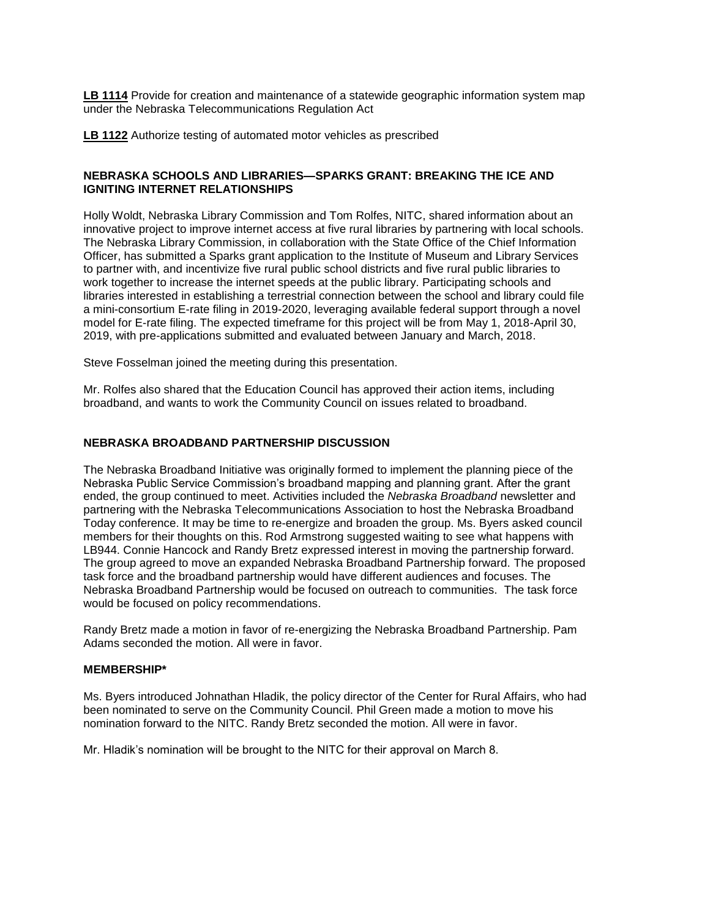**LB 1114** Provide for creation and maintenance of a statewide geographic information system map under the Nebraska Telecommunications Regulation Act

**LB 1122** Authorize testing of automated motor vehicles as prescribed

**NEBRASKA SCHOOLS AND LIBRARIES—SPARKS GRANT: BREAKING THE ICE AND IGNITING INTERNET RELATIONSHIPS**

Holly Woldt, Nebraska Library Commission and Tom Rolfes, NITC, shared information about an innovative project to improve internet access at five rural libraries by partnering with local schools. The Nebraska Library Commission, in collaboration with the State Office of the Chief Information Officer, has submitted a Sparks grant application to the Institute of Museum and Library Services to partner with, and incentivize five rural public school districts and five rural public libraries to work together to increase the internet speeds at the public library. Participating schools and libraries interested in establishing a terrestrial connection between the school and library could file a mini-consortium E-rate filing in 2019-2020, leveraging available federal support through a novel model for E-rate filing. The expected timeframe for this project will be from May 1, 2018-April 30, 2019, with pre-applications submitted and evaluated between January and March, 2018.

Steve Fosselman joined the meeting during this presentation.

Mr. Rolfes also shared that the Education Council has approved their action items, including broadband, and wants to work the Community Council on issues related to broadband.

**NEBRASKA BROADBAND PARTNERSHIP DISCUSSION**

The Nebraska Broadband Initiative was originally formed to implement the planning piece of the Nebraska Public Service Commission's broadband mapping and planning grant. After the grant ended, the group continued to meet. Activities included the *Nebraska Broadband* newsletter and partnering with the Nebraska Telecommunications Association to host the Nebraska Broadband Today conference. It may be time to re-energize and broaden the group. Ms. Byers asked council members for their thoughts on this. Rod Armstrong suggested waiting to see what happens with LB944. Connie Hancock and Randy Bretz expressed interest in moving the partnership forward. The group agreed to move an expanded Nebraska Broadband Partnership forward. The proposed task force and the broadband partnership would have different audiences and focuses. The Nebraska Broadband Partnership would be focused on outreach to communities. The task force would be focused on policy recommendations.

Randy Bretz made a motion in favor of re-energizing the Nebraska Broadband Partnership. Pam Adams seconded the motion. All were in favor.

**MEMBERSHIP***

Ms. Byers introduced Johnathan Hladik, the policy director of the Center for Rural Affairs, who had been nominated to serve on the Community Council. Phil Green made a motion to move his nomination forward to the NITC. Randy Bretz seconded the motion. All were in favor.

Mr. Hladik's nomination will be brought to the NITC for their approval on March 8.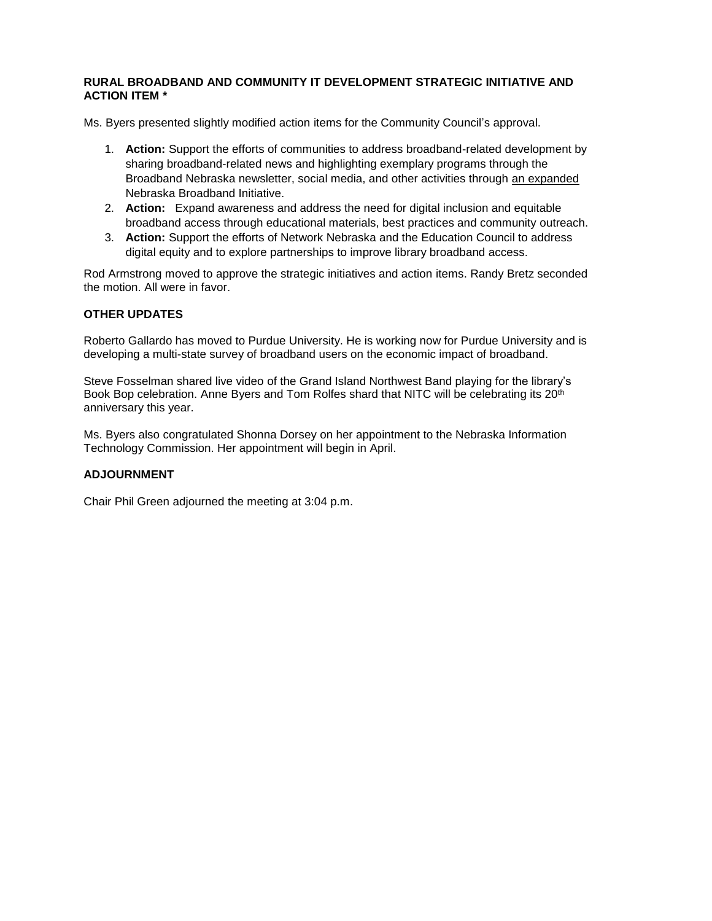**RURAL BROADBAND AND COMMUNITY IT DEVELOPMENT STRATEGIC INITIATIVE AND ACTION ITEM ***

Ms. Byers presented slightly modified action items for the Community Council's approval.

1. **Action:** Support the efforts of communities to address broadband-related development by sharing broadband-related news and highlighting exemplary programs through the Broadband Nebraska newsletter, social media, and other activities through <u>an expanded</u> Nebraska Broadband Initiative.
2. **Action:** Expand awareness and address the need for digital inclusion and equitable broadband access through educational materials, best practices and community outreach.
3. **Action:** Support the efforts of Network Nebraska and the Education Council to address digital equity and to explore partnerships to improve library broadband access.

Rod Armstrong moved to approve the strategic initiatives and action items. Randy Bretz seconded the motion. All were in favor.

**OTHER UPDATES**

Roberto Gallardo has moved to Purdue University. He is working now for Purdue University and is developing a multi-state survey of broadband users on the economic impact of broadband.

Steve Fosselman shared live video of the Grand Island Northwest Band playing for the library's Book Bop celebration. Anne Byers and Tom Rolfes shard that NITC will be celebrating its 20th anniversary this year.

Ms. Byers also congratulated Shonna Dorsey on her appointment to the Nebraska Information Technology Commission. Her appointment will begin in April.

**ADJOURNMENT**

Chair Phil Green adjourned the meeting at 3:04 p.m.